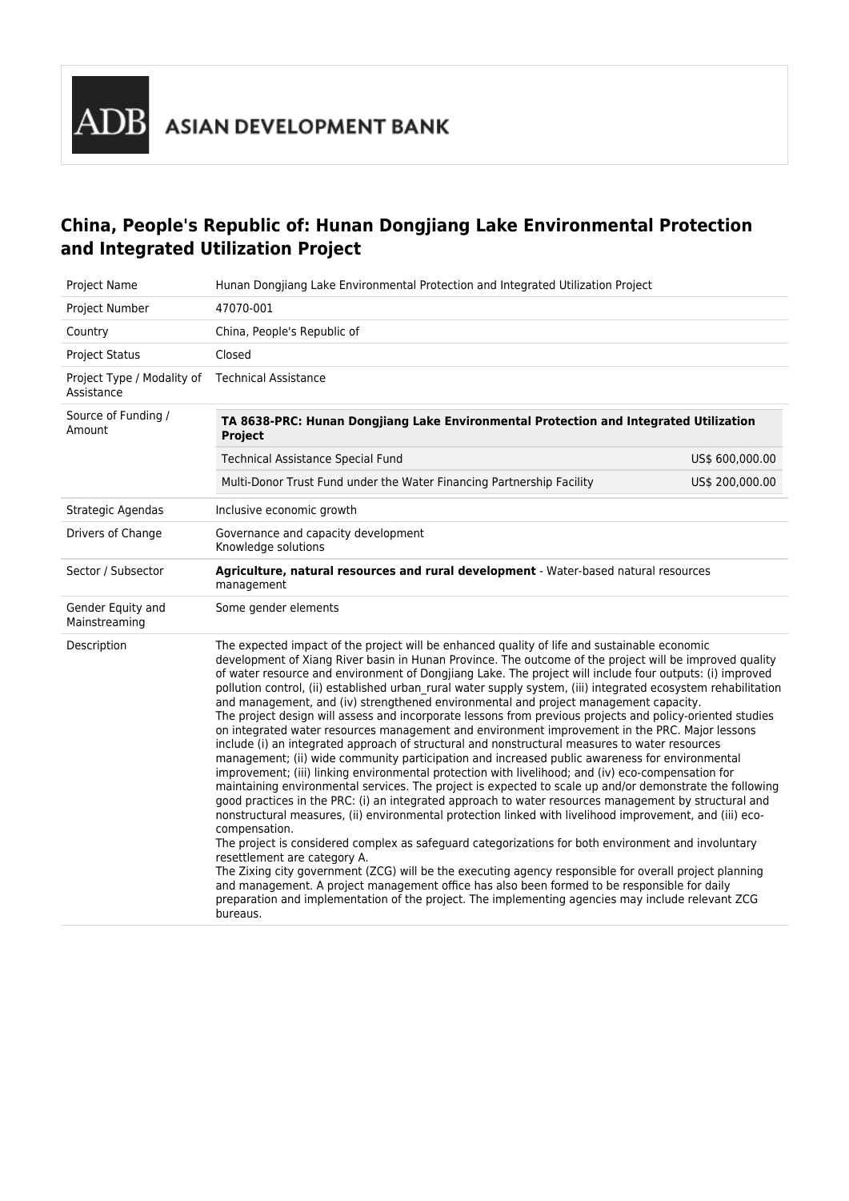ADB ASIAN DEVELOPMENT BANK

# China, People's Republic of: Hunan Dongjiang Lake Environmental Protection and Integrated Utilization Project

| | |
|---|---|
| Project Name | Hunan Dongjiang Lake Environmental Protection and Integrated Utilization Project |
| Project Number | 47070-001 |
| Country | China, People's Republic of |
| Project Status | Closed |
| Project Type / Modality of Assistance | Technical Assistance |
| Source of Funding / Amount | **TA 8638-PRC: Hunan Dongjiang Lake Environmental Protection and Integrated Utilization Project**<br>Technical Assistance Special Fund: US$ 600,000.00<br>Multi-Donor Trust Fund under the Water Financing Partnership Facility: US$ 200,000.00 |
| Strategic Agendas | Inclusive economic growth |
| Drivers of Change | Governance and capacity development<br>Knowledge solutions |
| Sector / Subsector | **Agriculture, natural resources and rural development** - Water-based natural resources management |
| Gender Equity and Mainstreaming | Some gender elements |
| Description | The expected impact of the project will be enhanced quality of life and sustainable economic development of Xiang River basin in Hunan Province. The outcome of the project will be improved quality of water resource and environment of Dongjiang Lake. The project will include four outputs: (i) improved pollution control, (ii) established urban_rural water supply system, (iii) integrated ecosystem rehabilitation and management, and (iv) strengthened environmental and project management capacity.<br>The project design will assess and incorporate lessons from previous projects and policy-oriented studies on integrated water resources management and environment improvement in the PRC. Major lessons include (i) an integrated approach of structural and nonstructural measures to water resources management; (ii) wide community participation and increased public awareness for environmental improvement; (iii) linking environmental protection with livelihood; and (iv) eco-compensation for maintaining environmental services. The project is expected to scale up and/or demonstrate the following good practices in the PRC: (i) an integrated approach to water resources management by structural and nonstructural measures, (ii) environmental protection linked with livelihood improvement, and (iii) eco-compensation.<br>The project is considered complex as safeguard categorizations for both environment and involuntary resettlement are category A.<br>The Zixing city government (ZCG) will be the executing agency responsible for overall project planning and management. A project management office has also been formed to be responsible for daily preparation and implementation of the project. The implementing agencies may include relevant ZCG bureaus. |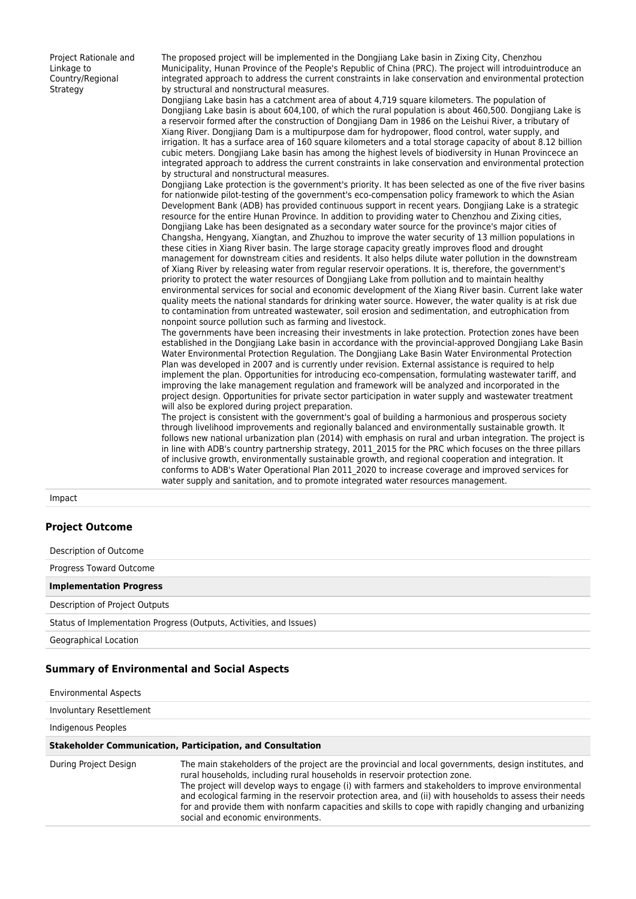| | |
|---|---|
| Project Rationale and Linkage to Country/Regional Strategy | The proposed project will be implemented in the Dongjiang Lake basin in Zixing City, Chenzhou Municipality, Hunan Province of the People's Republic of China (PRC). The project will introduintroduce an integrated approach to address the current constraints in lake conservation and environmental protection by structural and nonstructural measures.<br>Dongjiang Lake basin has a catchment area of about 4,719 square kilometers. The population of Dongjiang Lake basin is about 604,100, of which the rural population is about 460,500. Dongjiang Lake is a reservoir formed after the construction of Dongjiang Dam in 1986 on the Leishui River, a tributary of Xiang River. Dongjiang Dam is a multipurpose dam for hydropower, flood control, water supply, and irrigation. It has a surface area of 160 square kilometers and a total storage capacity of about 8.12 billion cubic meters. Dongjiang Lake basin has among the highest levels of biodiversity in Hunan Provincece an integrated approach to address the current constraints in lake conservation and environmental protection by structural and nonstructural measures.<br>Dongjiang Lake protection is the government's priority. It has been selected as one of the five river basins for nationwide pilot-testing of the government's eco-compensation policy framework to which the Asian Development Bank (ADB) has provided continuous support in recent years. Dongjiang Lake is a strategic resource for the entire Hunan Province. In addition to providing water to Chenzhou and Zixing cities, Dongjiang Lake has been designated as a secondary water source for the province's major cities of Changsha, Hengyang, Xiangtan, and Zhuzhou to improve the water security of 13 million populations in these cities in Xiang River basin. The large storage capacity greatly improves flood and drought management for downstream cities and residents. It also helps dilute water pollution in the downstream of Xiang River by releasing water from regular reservoir operations. It is, therefore, the government's priority to protect the water resources of Dongjiang Lake from pollution and to maintain healthy environmental services for social and economic development of the Xiang River basin. Current lake water quality meets the national standards for drinking water source. However, the water quality is at risk due to contamination from untreated wastewater, soil erosion and sedimentation, and eutrophication from nonpoint source pollution such as farming and livestock.<br>The governments have been increasing their investments in lake protection. Protection zones have been established in the Dongjiang Lake basin in accordance with the provincial-approved Dongjiang Lake Basin Water Environmental Protection Regulation. The Dongjiang Lake Basin Water Environmental Protection Plan was developed in 2007 and is currently under revision. External assistance is required to help implement the plan. Opportunities for introducing eco-compensation, formulating wastewater tariff, and improving the lake management regulation and framework will be analyzed and incorporated in the project design. Opportunities for private sector participation in water supply and wastewater treatment will also be explored during project preparation.<br>The project is consistent with the government's goal of building a harmonious and prosperous society through livelihood improvements and regionally balanced and environmentally sustainable growth. It follows new national urbanization plan (2014) with emphasis on rural and urban integration. The project is in line with ADB's country partnership strategy, 2011_2015 for the PRC which focuses on the three pillars of inclusive growth, environmentally sustainable growth, and regional cooperation and integration. It conforms to ADB's Water Operational Plan 2011_2020 to increase coverage and improved services for water supply and sanitation, and to promote integrated water resources management. |
| Impact | |

## Project Outcome

| | |
|---|---|
| Description of Outcome | |
| Progress Toward Outcome | |
| **Implementation Progress** | |
| Description of Project Outputs | |
| Status of Implementation Progress (Outputs, Activities, and Issues) | |
| Geographical Location | |

## Summary of Environmental and Social Aspects

| | |
|---|---|
| Environmental Aspects | |
| Involuntary Resettlement | |
| Indigenous Peoples | |
| **Stakeholder Communication, Participation, and Consultation** | |
| During Project Design | The main stakeholders of the project are the provincial and local governments, design institutes, and rural households, including rural households in reservoir protection zone.<br>The project will develop ways to engage (i) with farmers and stakeholders to improve environmental and ecological farming in the reservoir protection area, and (ii) with households to assess their needs for and provide them with nonfarm capacities and skills to cope with rapidly changing and urbanizing social and economic environments. |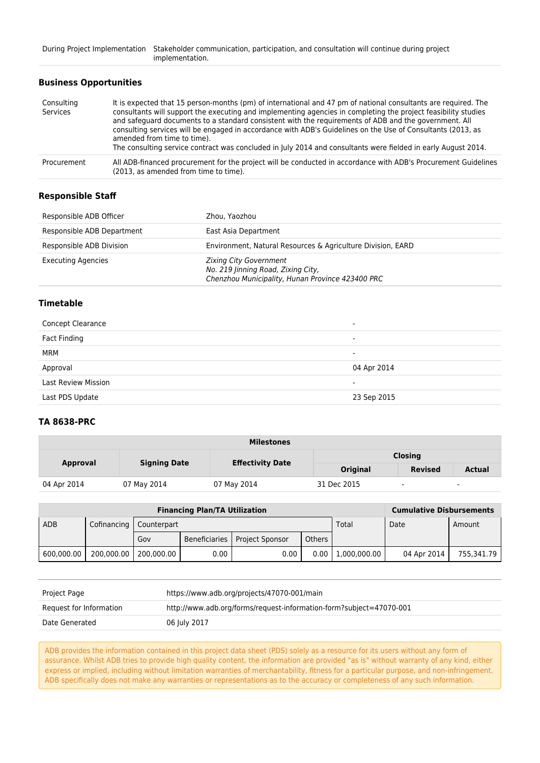| | |
|---|---|
| During Project Implementation | Stakeholder communication, participation, and consultation will continue during project implementation. |

### Business Opportunities

| | |
|---|---|
| Consulting Services | It is expected that 15 person-months (pm) of international and 47 pm of national consultants are required. The consultants will support the executing and implementing agencies in completing the project feasibility studies and safeguard documents to a standard consistent with the requirements of ADB and the government. All consulting services will be engaged in accordance with ADB's Guidelines on the Use of Consultants (2013, as amended from time to time).<br>The consulting service contract was concluded in July 2014 and consultants were fielded in early August 2014. |
| Procurement | All ADB-financed procurement for the project will be conducted in accordance with ADB's Procurement Guidelines (2013, as amended from time to time). |

### Responsible Staff

| | |
|---|---|
| Responsible ADB Officer | Zhou, Yaozhou |
| Responsible ADB Department | East Asia Department |
| Responsible ADB Division | Environment, Natural Resources & Agriculture Division, EARD |
| Executing Agencies | *Zixing City Government*<br>*No. 219 Jinning Road, Zixing City,*<br>*Chenzhou Municipality, Hunan Province 423400 PRC* |

### Timetable

| | |
|---|---|
| Concept Clearance | - |
| Fact Finding | - |
| MRM | - |
| Approval | 04 Apr 2014 |
| Last Review Mission | - |
| Last PDS Update | 23 Sep 2015 |

### TA 8638-PRC

| Milestones | | | | | |
|---|---|---|---|---|---|
| **Approval** | **Signing Date** | **Effectivity Date** | **Closing** | | |
| | | | **Original** | **Revised** | **Actual** |
| 04 Apr 2014 | 07 May 2014 | 07 May 2014 | 31 Dec 2015 | - | - |

| Financing Plan/TA Utilization | | | | | | | Cumulative Disbursements | |
|---|---|---|---|---|---|---|---|---|
| ADB | Cofinancing | Counterpart | | | | Total | Date | Amount |
| | | Gov | Beneficiaries | Project Sponsor | Others | | | |
| 600,000.00 | 200,000.00 | 200,000.00 | 0.00 | 0.00 | 0.00 | 1,000,000.00 | 04 Apr 2014 | 755,341.79 |

| | |
|---|---|
| Project Page | https://www.adb.org/projects/47070-001/main |
| Request for Information | http://www.adb.org/forms/request-information-form?subject=47070-001 |
| Date Generated | 06 July 2017 |

ADB provides the information contained in this project data sheet (PDS) solely as a resource for its users without any form of assurance. Whilst ADB tries to provide high quality content, the information are provided "as is" without warranty of any kind, either express or implied, including without limitation warranties of merchantability, fitness for a particular purpose, and non-infringement. ADB specifically does not make any warranties or representations as to the accuracy or completeness of any such information.